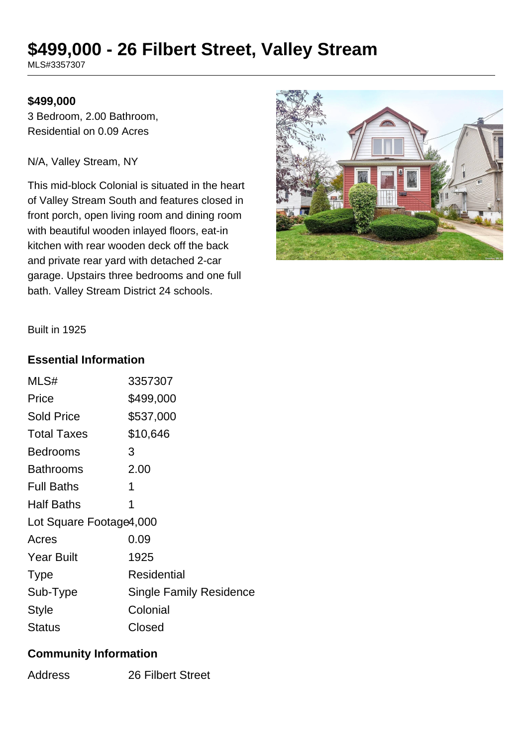# $499,000 - 26 Filbert Street, Valley Stream

MLS#3357307

**$499,000**

3 Bedroom, 2.00 Bathroom,
Residential on 0.09 Acres

N/A, Valley Stream, NY

This mid-block Colonial is situated in the heart of Valley Stream South and features closed in front porch, open living room and dining room with beautiful wooden inlayed floors, eat-in kitchen with rear wooden deck off the back and private rear yard with detached 2-car garage. Upstairs three bedrooms and one full bath. Valley Stream District 24 schools.

Built in 1925

### Essential Information

| | |
|---|---|
| MLS# | 3357307 |
| Price | $499,000 |
| Sold Price | $537,000 |
| Total Taxes | $10,646 |
| Bedrooms | 3 |
| Bathrooms | 2.00 |
| Full Baths | 1 |
| Half Baths | 1 |
| Lot Square Footage | 4,000 |
| Acres | 0.09 |
| Year Built | 1925 |
| Type | Residential |
| Sub-Type | Single Family Residence |
| Style | Colonial |
| Status | Closed |

### Community Information

| | |
|---|---|
| Address | 26 Filbert Street |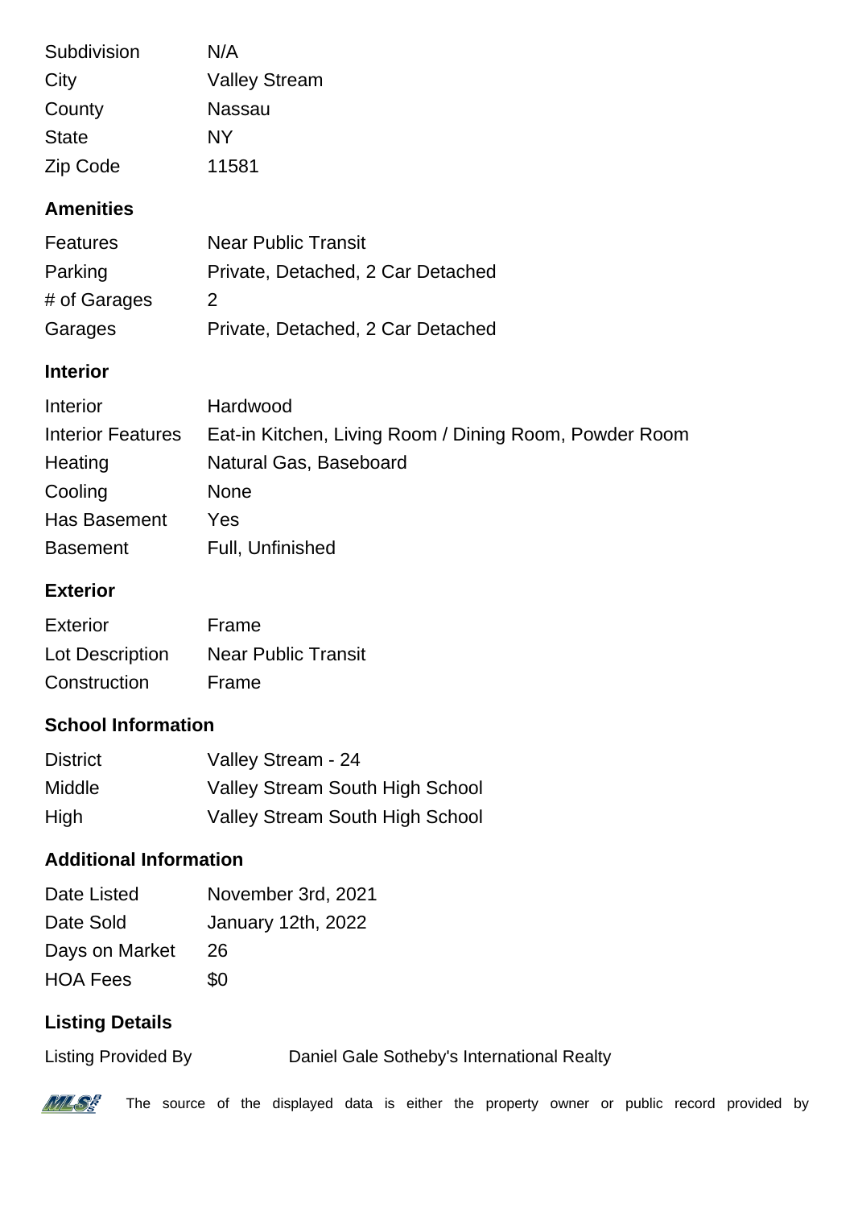| | |
|---|---|
| Subdivision | N/A |
| City | Valley Stream |
| County | Nassau |
| State | NY |
| Zip Code | 11581 |

## Amenities

| | |
|---|---|
| Features | Near Public Transit |
| Parking | Private, Detached, 2 Car Detached |
| # of Garages | 2 |
| Garages | Private, Detached, 2 Car Detached |

## Interior

| | |
|---|---|
| Interior | Hardwood |
| Interior Features | Eat-in Kitchen, Living Room / Dining Room, Powder Room |
| Heating | Natural Gas, Baseboard |
| Cooling | None |
| Has Basement | Yes |
| Basement | Full, Unfinished |

## Exterior

| | |
|---|---|
| Exterior | Frame |
| Lot Description | Near Public Transit |
| Construction | Frame |

## School Information

| | |
|---|---|
| District | Valley Stream - 24 |
| Middle | Valley Stream South High School |
| High | Valley Stream South High School |

## Additional Information

| | |
|---|---|
| Date Listed | November 3rd, 2021 |
| Date Sold | January 12th, 2022 |
| Days on Market | 26 |
| HOA Fees | $0 |

## Listing Details

| | |
|---|---|
| Listing Provided By | Daniel Gale Sotheby's International Realty |

The source of the displayed data is either the property owner or public record provided by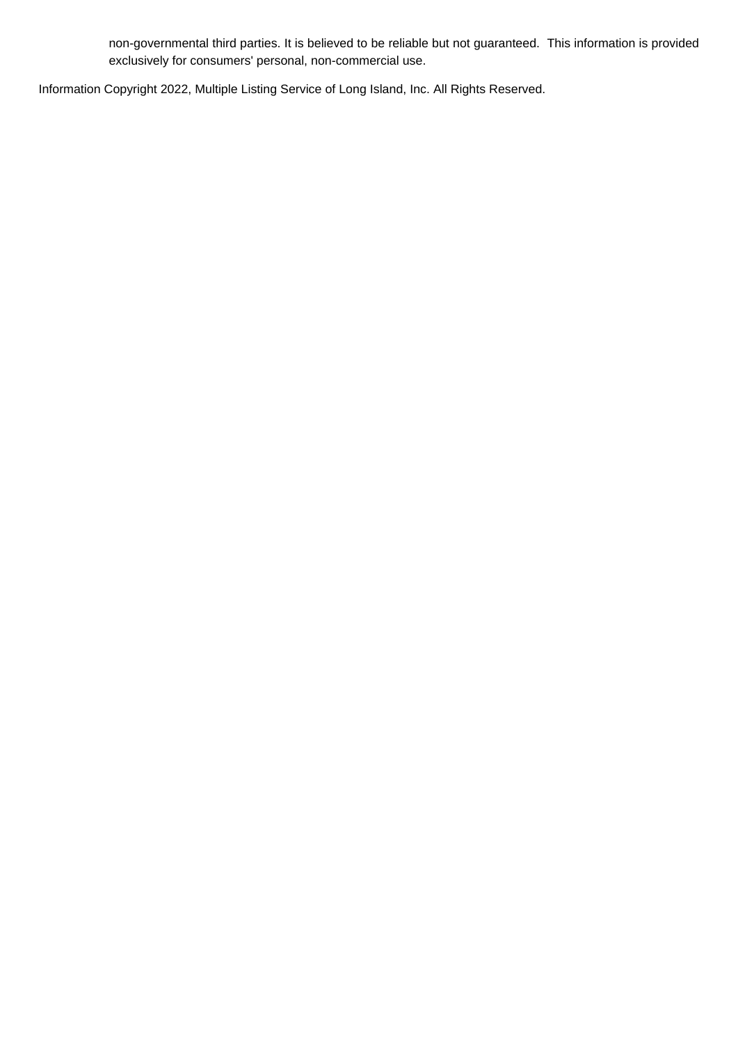non-governmental third parties. It is believed to be reliable but not guaranteed. This information is provided exclusively for consumers' personal, non-commercial use.

Information Copyright 2022, Multiple Listing Service of Long Island, Inc. All Rights Reserved.